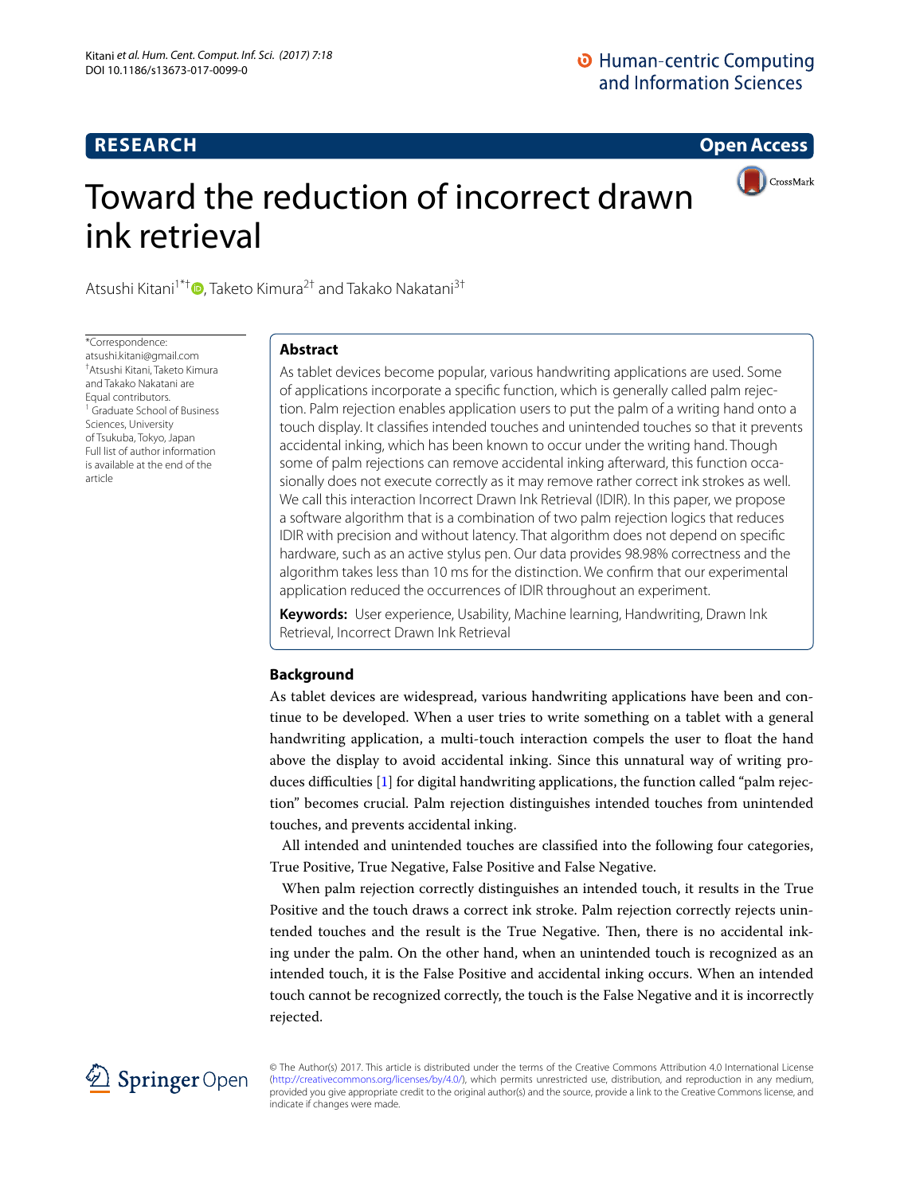**RESEARCH** **Open Access**

# Toward the reduction of incorrect drawn ink retrieval

Atsushi Kitani[1*†], Taketo Kimura[2†] and Takako Nakatani[3†]

*Correspondence: atsushi.kitani@gmail.com
†Atsushi Kitani, Taketo Kimura and Takako Nakatani are Equal contributors.
[1] Graduate School of Business Sciences, University of Tsukuba, Tokyo, Japan
Full list of author information is available at the end of the article

## Abstract

As tablet devices become popular, various handwriting applications are used. Some of applications incorporate a specific function, which is generally called palm rejection. Palm rejection enables application users to put the palm of a writing hand onto a touch display. It classifies intended touches and unintended touches so that it prevents accidental inking, which has been known to occur under the writing hand. Though some of palm rejections can remove accidental inking afterward, this function occasionally does not execute correctly as it may remove rather correct ink strokes as well. We call this interaction Incorrect Drawn Ink Retrieval (IDIR). In this paper, we propose a software algorithm that is a combination of two palm rejection logics that reduces IDIR with precision and without latency. That algorithm does not depend on specific hardware, such as an active stylus pen. Our data provides 98.98% correctness and the algorithm takes less than 10 ms for the distinction. We confirm that our experimental application reduced the occurrences of IDIR throughout an experiment.

**Keywords:** User experience, Usability, Machine learning, Handwriting, Drawn Ink Retrieval, Incorrect Drawn Ink Retrieval

## Background

As tablet devices are widespread, various handwriting applications have been and continue to be developed. When a user tries to write something on a tablet with a general handwriting application, a multi-touch interaction compels the user to float the hand above the display to avoid accidental inking. Since this unnatural way of writing produces difficulties [1] for digital handwriting applications, the function called "palm rejection" becomes crucial. Palm rejection distinguishes intended touches from unintended touches, and prevents accidental inking.

All intended and unintended touches are classified into the following four categories, True Positive, True Negative, False Positive and False Negative.

When palm rejection correctly distinguishes an intended touch, it results in the True Positive and the touch draws a correct ink stroke. Palm rejection correctly rejects unintended touches and the result is the True Negative. Then, there is no accidental inking under the palm. On the other hand, when an unintended touch is recognized as an intended touch, it is the False Positive and accidental inking occurs. When an intended touch cannot be recognized correctly, the touch is the False Negative and it is incorrectly rejected.

© The Author(s) 2017. This article is distributed under the terms of the Creative Commons Attribution 4.0 International License (http://creativecommons.org/licenses/by/4.0/), which permits unrestricted use, distribution, and reproduction in any medium, provided you give appropriate credit to the original author(s) and the source, provide a link to the Creative Commons license, and indicate if changes were made.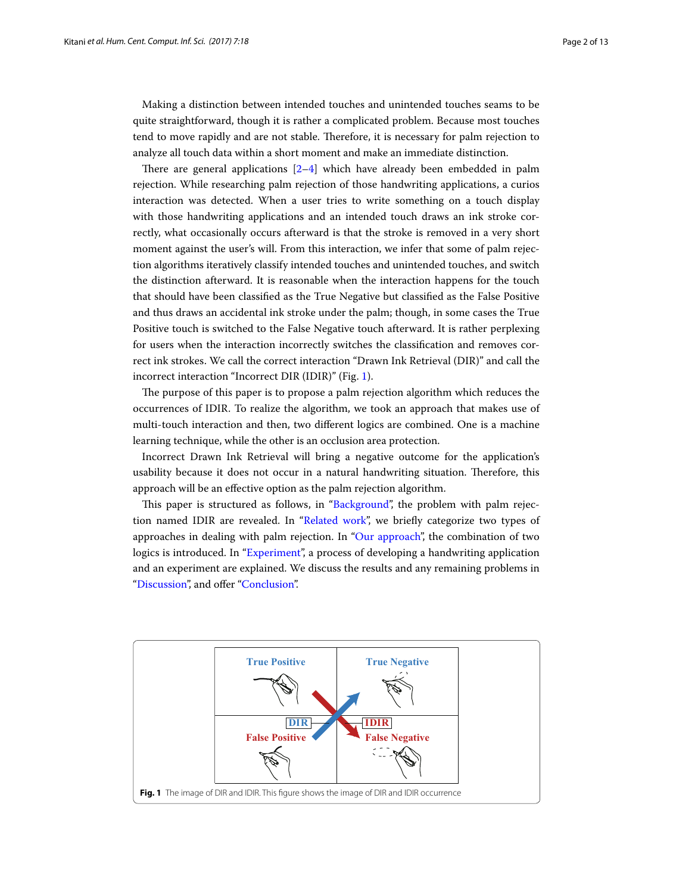Making a distinction between intended touches and unintended touches seams to be quite straightforward, though it is rather a complicated problem. Because most touches tend to move rapidly and are not stable. Therefore, it is necessary for palm rejection to analyze all touch data within a short moment and make an immediate distinction.

There are general applications [2–4] which have already been embedded in palm rejection. While researching palm rejection of those handwriting applications, a curios interaction was detected. When a user tries to write something on a touch display with those handwriting applications and an intended touch draws an ink stroke correctly, what occasionally occurs afterward is that the stroke is removed in a very short moment against the user's will. From this interaction, we infer that some of palm rejection algorithms iteratively classify intended touches and unintended touches, and switch the distinction afterward. It is reasonable when the interaction happens for the touch that should have been classified as the True Negative but classified as the False Positive and thus draws an accidental ink stroke under the palm; though, in some cases the True Positive touch is switched to the False Negative touch afterward. It is rather perplexing for users when the interaction incorrectly switches the classification and removes correct ink strokes. We call the correct interaction "Drawn Ink Retrieval (DIR)" and call the incorrect interaction "Incorrect DIR (IDIR)" (Fig. 1).

The purpose of this paper is to propose a palm rejection algorithm which reduces the occurrences of IDIR. To realize the algorithm, we took an approach that makes use of multi-touch interaction and then, two different logics are combined. One is a machine learning technique, while the other is an occlusion area protection.

Incorrect Drawn Ink Retrieval will bring a negative outcome for the application's usability because it does not occur in a natural handwriting situation. Therefore, this approach will be an effective option as the palm rejection algorithm.

This paper is structured as follows, in "Background", the problem with palm rejection named IDIR are revealed. In "Related work", we briefly categorize two types of approaches in dealing with palm rejection. In "Our approach", the combination of two logics is introduced. In "Experiment", a process of developing a handwriting application and an experiment are explained. We discuss the results and any remaining problems in "Discussion", and offer "Conclusion".

**Fig. 1** The image of DIR and IDIR. This figure shows the image of DIR and IDIR occurrence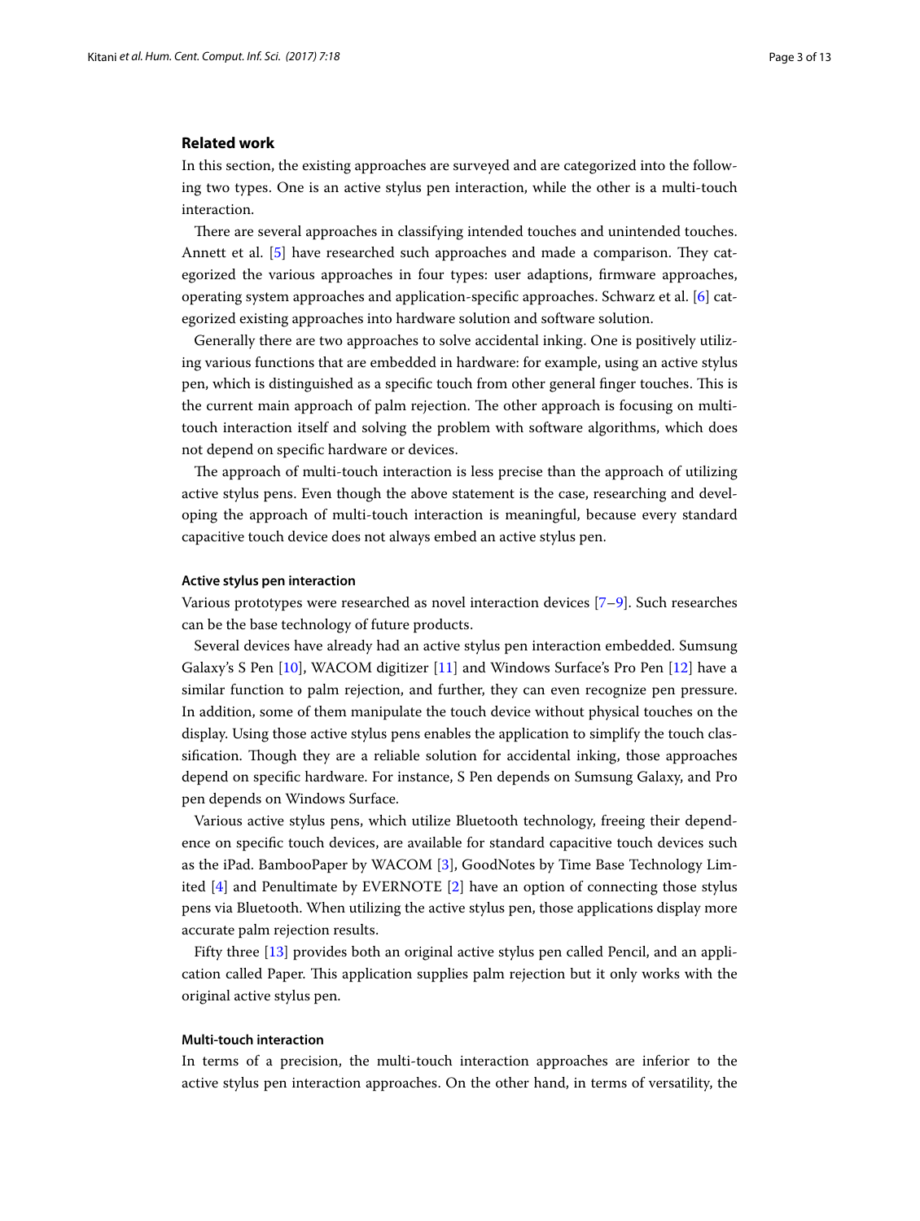## Related work

In this section, the existing approaches are surveyed and are categorized into the following two types. One is an active stylus pen interaction, while the other is a multi-touch interaction.

There are several approaches in classifying intended touches and unintended touches. Annett et al. [5] have researched such approaches and made a comparison. They categorized the various approaches in four types: user adaptions, firmware approaches, operating system approaches and application-specific approaches. Schwarz et al. [6] categorized existing approaches into hardware solution and software solution.

Generally there are two approaches to solve accidental inking. One is positively utilizing various functions that are embedded in hardware: for example, using an active stylus pen, which is distinguished as a specific touch from other general finger touches. This is the current main approach of palm rejection. The other approach is focusing on multi-touch interaction itself and solving the problem with software algorithms, which does not depend on specific hardware or devices.

The approach of multi-touch interaction is less precise than the approach of utilizing active stylus pens. Even though the above statement is the case, researching and developing the approach of multi-touch interaction is meaningful, because every standard capacitive touch device does not always embed an active stylus pen.

### Active stylus pen interaction

Various prototypes were researched as novel interaction devices [7–9]. Such researches can be the base technology of future products.

Several devices have already had an active stylus pen interaction embedded. Sumsung Galaxy's S Pen [10], WACOM digitizer [11] and Windows Surface's Pro Pen [12] have a similar function to palm rejection, and further, they can even recognize pen pressure. In addition, some of them manipulate the touch device without physical touches on the display. Using those active stylus pens enables the application to simplify the touch classification. Though they are a reliable solution for accidental inking, those approaches depend on specific hardware. For instance, S Pen depends on Sumsung Galaxy, and Pro pen depends on Windows Surface.

Various active stylus pens, which utilize Bluetooth technology, freeing their dependence on specific touch devices, are available for standard capacitive touch devices such as the iPad. BambooPaper by WACOM [3], GoodNotes by Time Base Technology Limited [4] and Penultimate by EVERNOTE [2] have an option of connecting those stylus pens via Bluetooth. When utilizing the active stylus pen, those applications display more accurate palm rejection results.

Fifty three [13] provides both an original active stylus pen called Pencil, and an application called Paper. This application supplies palm rejection but it only works with the original active stylus pen.

### Multi-touch interaction

In terms of a precision, the multi-touch interaction approaches are inferior to the active stylus pen interaction approaches. On the other hand, in terms of versatility, the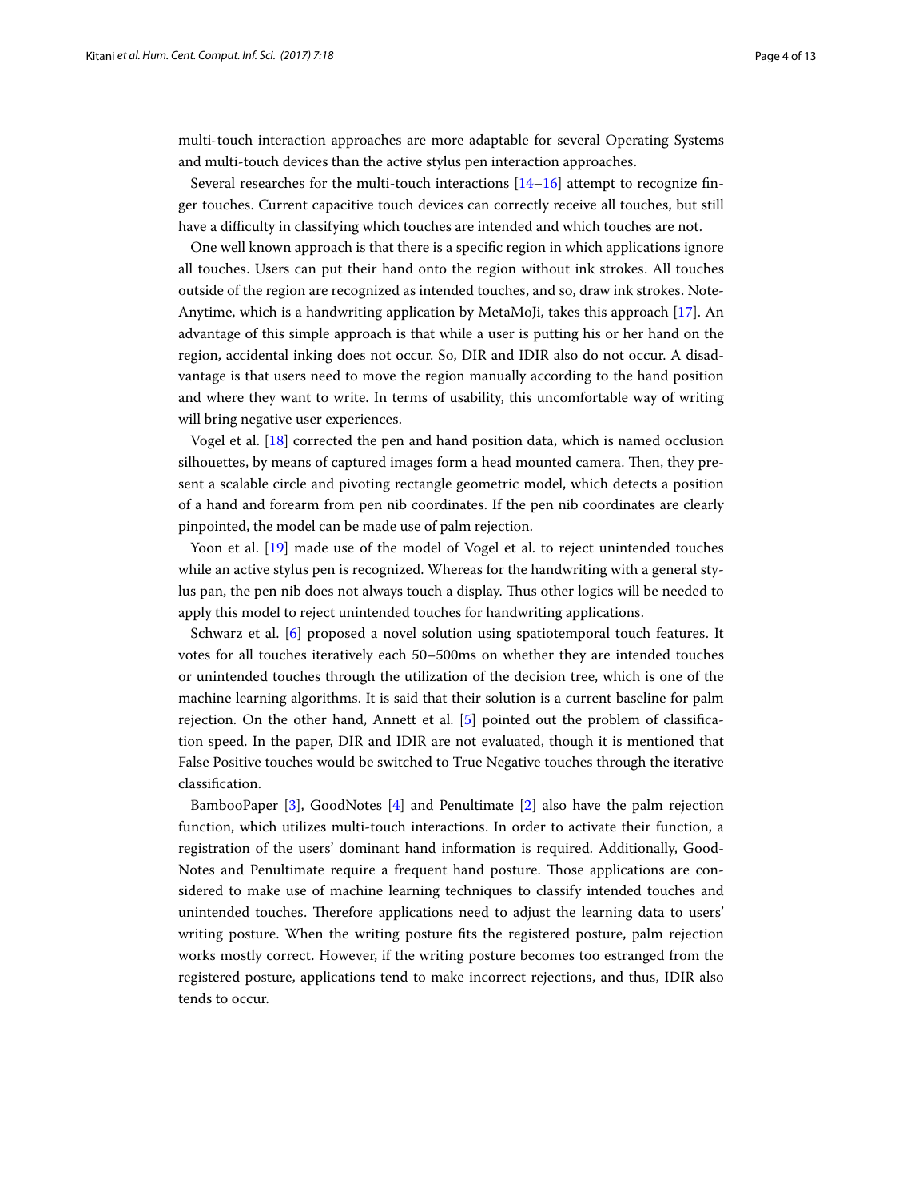multi-touch interaction approaches are more adaptable for several Operating Systems and multi-touch devices than the active stylus pen interaction approaches.

Several researches for the multi-touch interactions [14–16] attempt to recognize finger touches. Current capacitive touch devices can correctly receive all touches, but still have a difficulty in classifying which touches are intended and which touches are not.

One well known approach is that there is a specific region in which applications ignore all touches. Users can put their hand onto the region without ink strokes. All touches outside of the region are recognized as intended touches, and so, draw ink strokes. Note-Anytime, which is a handwriting application by MetaMoJi, takes this approach [17]. An advantage of this simple approach is that while a user is putting his or her hand on the region, accidental inking does not occur. So, DIR and IDIR also do not occur. A disadvantage is that users need to move the region manually according to the hand position and where they want to write. In terms of usability, this uncomfortable way of writing will bring negative user experiences.

Vogel et al. [18] corrected the pen and hand position data, which is named occlusion silhouettes, by means of captured images form a head mounted camera. Then, they present a scalable circle and pivoting rectangle geometric model, which detects a position of a hand and forearm from pen nib coordinates. If the pen nib coordinates are clearly pinpointed, the model can be made use of palm rejection.

Yoon et al. [19] made use of the model of Vogel et al. to reject unintended touches while an active stylus pen is recognized. Whereas for the handwriting with a general stylus pan, the pen nib does not always touch a display. Thus other logics will be needed to apply this model to reject unintended touches for handwriting applications.

Schwarz et al. [6] proposed a novel solution using spatiotemporal touch features. It votes for all touches iteratively each 50–500ms on whether they are intended touches or unintended touches through the utilization of the decision tree, which is one of the machine learning algorithms. It is said that their solution is a current baseline for palm rejection. On the other hand, Annett et al. [5] pointed out the problem of classification speed. In the paper, DIR and IDIR are not evaluated, though it is mentioned that False Positive touches would be switched to True Negative touches through the iterative classification.

BambooPaper [3], GoodNotes [4] and Penultimate [2] also have the palm rejection function, which utilizes multi-touch interactions. In order to activate their function, a registration of the users' dominant hand information is required. Additionally, GoodNotes and Penultimate require a frequent hand posture. Those applications are considered to make use of machine learning techniques to classify intended touches and unintended touches. Therefore applications need to adjust the learning data to users' writing posture. When the writing posture fits the registered posture, palm rejection works mostly correct. However, if the writing posture becomes too estranged from the registered posture, applications tend to make incorrect rejections, and thus, IDIR also tends to occur.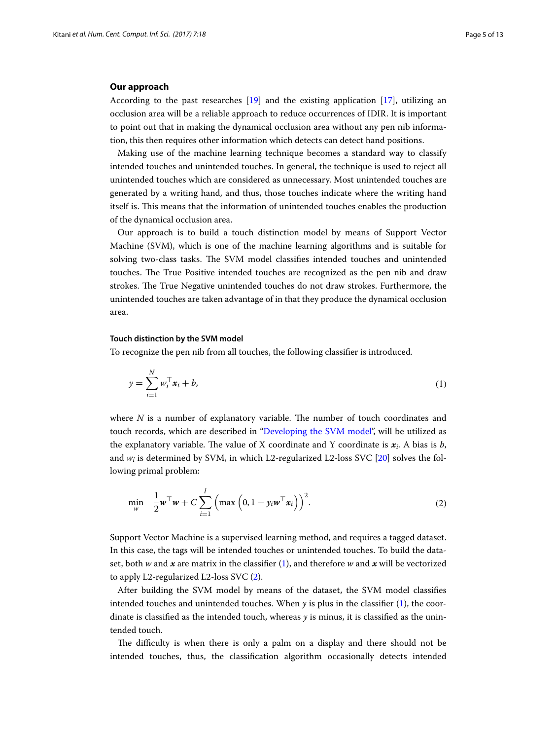## Our approach

According to the past researches [19] and the existing application [17], utilizing an occlusion area will be a reliable approach to reduce occurrences of IDIR. It is important to point out that in making the dynamical occlusion area without any pen nib information, this then requires other information which detects can detect hand positions.

Making use of the machine learning technique becomes a standard way to classify intended touches and unintended touches. In general, the technique is used to reject all unintended touches which are considered as unnecessary. Most unintended touches are generated by a writing hand, and thus, those touches indicate where the writing hand itself is. This means that the information of unintended touches enables the production of the dynamical occlusion area.

Our approach is to build a touch distinction model by means of Support Vector Machine (SVM), which is one of the machine learning algorithms and is suitable for solving two-class tasks. The SVM model classifies intended touches and unintended touches. The True Positive intended touches are recognized as the pen nib and draw strokes. The True Negative unintended touches do not draw strokes. Furthermore, the unintended touches are taken advantage of in that they produce the dynamical occlusion area.

### Touch distinction by the SVM model

To recognize the pen nib from all touches, the following classifier is introduced.

$$y = \sum_{i=1}^{N} w_i^{\top} \boldsymbol{x}_i + b, \tag{1}$$

where $N$ is a number of explanatory variable. The number of touch coordinates and touch records, which are described in "Developing the SVM model", will be utilized as the explanatory variable. The value of X coordinate and Y coordinate is $\boldsymbol{x}_i$. A bias is $b$, and $w_i$ is determined by SVM, in which L2-regularized L2-loss SVC [20] solves the following primal problem:

$$\min_{w} \quad \frac{1}{2}\boldsymbol{w}^{\top}\boldsymbol{w} + C\sum_{i=1}^{l}\left(\max\left(0, 1 - y_i \boldsymbol{w}^{\top}\boldsymbol{x}_i\right)\right)^2. \tag{2}$$

Support Vector Machine is a supervised learning method, and requires a tagged dataset. In this case, the tags will be intended touches or unintended touches. To build the dataset, both $w$ and $\boldsymbol{x}$ are matrix in the classifier (1), and therefore $w$ and $\boldsymbol{x}$ will be vectorized to apply L2-regularized L2-loss SVC (2).

After building the SVM model by means of the dataset, the SVM model classifies intended touches and unintended touches. When $y$ is plus in the classifier (1), the coordinate is classified as the intended touch, whereas $y$ is minus, it is classified as the unintended touch.

The difficulty is when there is only a palm on a display and there should not be intended touches, thus, the classification algorithm occasionally detects intended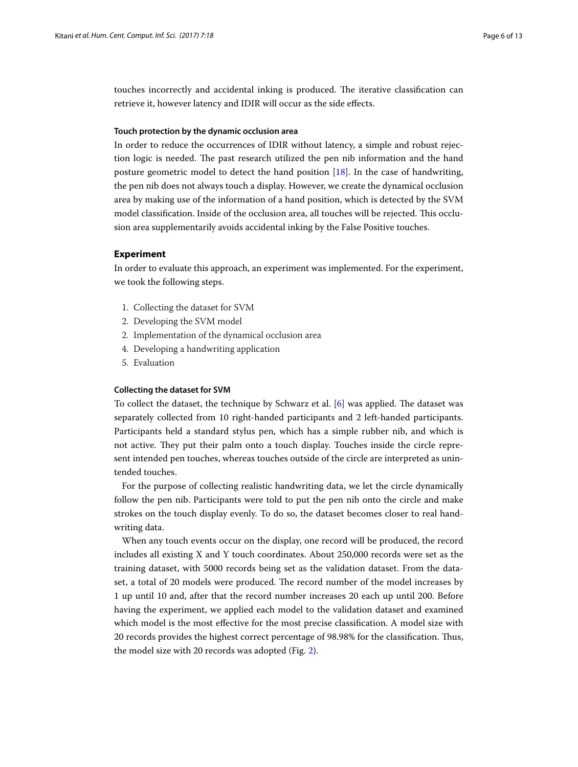touches incorrectly and accidental inking is produced. The iterative classification can retrieve it, however latency and IDIR will occur as the side effects.

### Touch protection by the dynamic occlusion area

In order to reduce the occurrences of IDIR without latency, a simple and robust rejection logic is needed. The past research utilized the pen nib information and the hand posture geometric model to detect the hand position [18]. In the case of handwriting, the pen nib does not always touch a display. However, we create the dynamical occlusion area by making use of the information of a hand position, which is detected by the SVM model classification. Inside of the occlusion area, all touches will be rejected. This occlusion area supplementarily avoids accidental inking by the False Positive touches.

## Experiment

In order to evaluate this approach, an experiment was implemented. For the experiment, we took the following steps.

1. Collecting the dataset for SVM
2. Developing the SVM model
2. Implementation of the dynamical occlusion area
4. Developing a handwriting application
5. Evaluation

### Collecting the dataset for SVM

To collect the dataset, the technique by Schwarz et al. [6] was applied. The dataset was separately collected from 10 right-handed participants and 2 left-handed participants. Participants held a standard stylus pen, which has a simple rubber nib, and which is not active. They put their palm onto a touch display. Touches inside the circle represent intended pen touches, whereas touches outside of the circle are interpreted as unintended touches.

For the purpose of collecting realistic handwriting data, we let the circle dynamically follow the pen nib. Participants were told to put the pen nib onto the circle and make strokes on the touch display evenly. To do so, the dataset becomes closer to real handwriting data.

When any touch events occur on the display, one record will be produced, the record includes all existing X and Y touch coordinates. About 250,000 records were set as the training dataset, with 5000 records being set as the validation dataset. From the dataset, a total of 20 models were produced. The record number of the model increases by 1 up until 10 and, after that the record number increases 20 each up until 200. Before having the experiment, we applied each model to the validation dataset and examined which model is the most effective for the most precise classification. A model size with 20 records provides the highest correct percentage of 98.98% for the classification. Thus, the model size with 20 records was adopted (Fig. 2).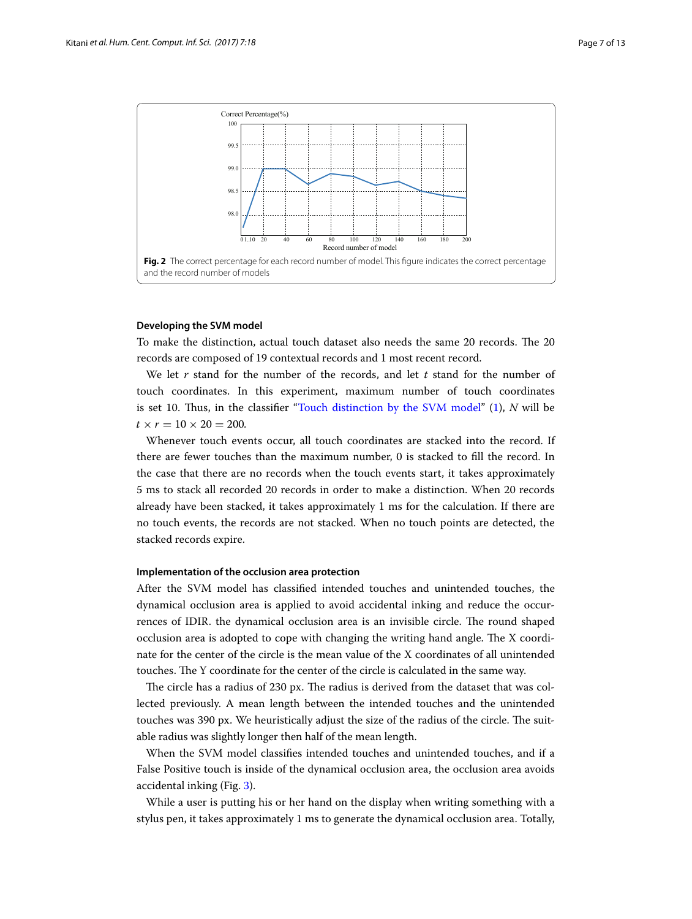Fig. 2 The correct percentage for each record number of model. This figure indicates the correct percentage and the record number of models

#### Developing the SVM model

To make the distinction, actual touch dataset also needs the same 20 records. The 20 records are composed of 19 contextual records and 1 most recent record.

We let $r$ stand for the number of the records, and let $t$ stand for the number of touch coordinates. In this experiment, maximum number of touch coordinates is set 10. Thus, in the classifier "Touch distinction by the SVM model" (1), $N$ will be $t \times r = 10 \times 20 = 200$.

Whenever touch events occur, all touch coordinates are stacked into the record. If there are fewer touches than the maximum number, 0 is stacked to fill the record. In the case that there are no records when the touch events start, it takes approximately 5 ms to stack all recorded 20 records in order to make a distinction. When 20 records already have been stacked, it takes approximately 1 ms for the calculation. If there are no touch events, the records are not stacked. When no touch points are detected, the stacked records expire.

#### Implementation of the occlusion area protection

After the SVM model has classified intended touches and unintended touches, the dynamical occlusion area is applied to avoid accidental inking and reduce the occurrences of IDIR. the dynamical occlusion area is an invisible circle. The round shaped occlusion area is adopted to cope with changing the writing hand angle. The X coordinate for the center of the circle is the mean value of the X coordinates of all unintended touches. The Y coordinate for the center of the circle is calculated in the same way.

The circle has a radius of 230 px. The radius is derived from the dataset that was collected previously. A mean length between the intended touches and the unintended touches was 390 px. We heuristically adjust the size of the radius of the circle. The suitable radius was slightly longer then half of the mean length.

When the SVM model classifies intended touches and unintended touches, and if a False Positive touch is inside of the dynamical occlusion area, the occlusion area avoids accidental inking (Fig. 3).

While a user is putting his or her hand on the display when writing something with a stylus pen, it takes approximately 1 ms to generate the dynamical occlusion area. Totally,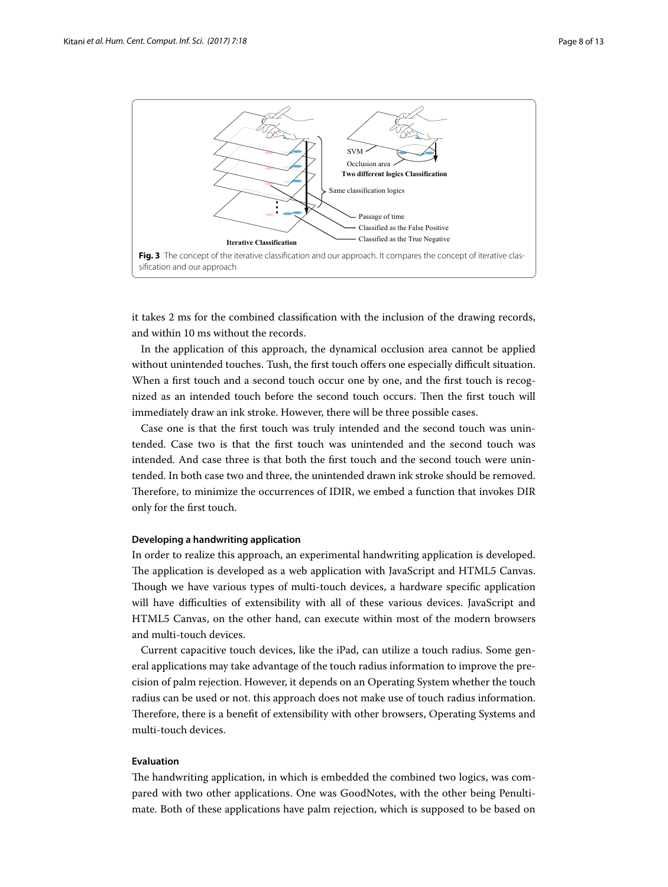Fig. 3 The concept of the iterative classification and our approach. It compares the concept of iterative classification and our approach

it takes 2 ms for the combined classification with the inclusion of the drawing records, and within 10 ms without the records.

In the application of this approach, the dynamical occlusion area cannot be applied without unintended touches. Tush, the first touch offers one especially difficult situation. When a first touch and a second touch occur one by one, and the first touch is recognized as an intended touch before the second touch occurs. Then the first touch will immediately draw an ink stroke. However, there will be three possible cases.

Case one is that the first touch was truly intended and the second touch was unintended. Case two is that the first touch was unintended and the second touch was intended. And case three is that both the first touch and the second touch were unintended. In both case two and three, the unintended drawn ink stroke should be removed. Therefore, to minimize the occurrences of IDIR, we embed a function that invokes DIR only for the first touch.

### Developing a handwriting application

In order to realize this approach, an experimental handwriting application is developed. The application is developed as a web application with JavaScript and HTML5 Canvas. Though we have various types of multi-touch devices, a hardware specific application will have difficulties of extensibility with all of these various devices. JavaScript and HTML5 Canvas, on the other hand, can execute within most of the modern browsers and multi-touch devices.

Current capacitive touch devices, like the iPad, can utilize a touch radius. Some general applications may take advantage of the touch radius information to improve the precision of palm rejection. However, it depends on an Operating System whether the touch radius can be used or not. this approach does not make use of touch radius information. Therefore, there is a benefit of extensibility with other browsers, Operating Systems and multi-touch devices.

### Evaluation

The handwriting application, in which is embedded the combined two logics, was compared with two other applications. One was GoodNotes, with the other being Penultimate. Both of these applications have palm rejection, which is supposed to be based on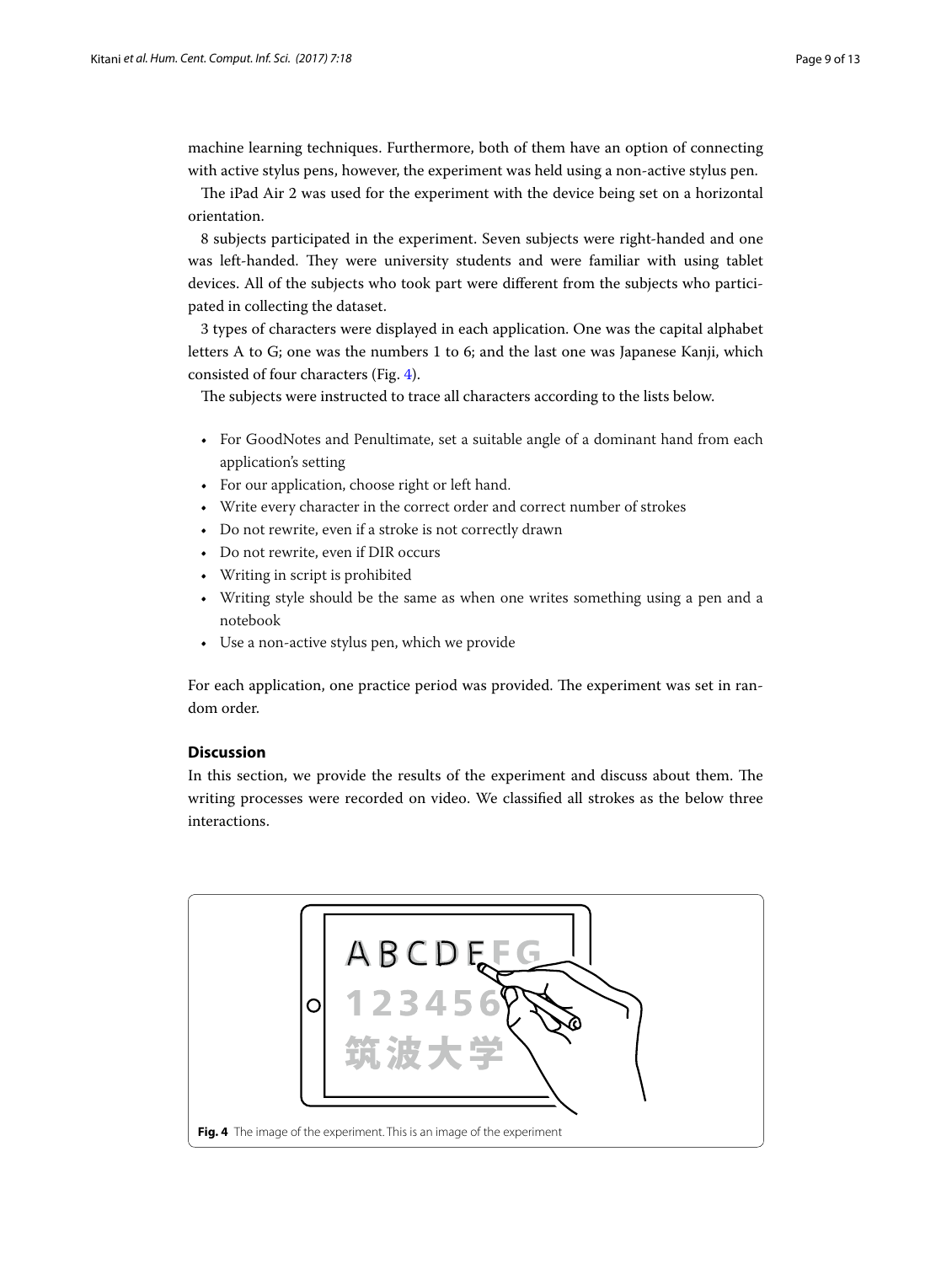machine learning techniques. Furthermore, both of them have an option of connecting with active stylus pens, however, the experiment was held using a non-active stylus pen.

The iPad Air 2 was used for the experiment with the device being set on a horizontal orientation.

8 subjects participated in the experiment. Seven subjects were right-handed and one was left-handed. They were university students and were familiar with using tablet devices. All of the subjects who took part were different from the subjects who participated in collecting the dataset.

3 types of characters were displayed in each application. One was the capital alphabet letters A to G; one was the numbers 1 to 6; and the last one was Japanese Kanji, which consisted of four characters (Fig. 4).

The subjects were instructed to trace all characters according to the lists below.

- For GoodNotes and Penultimate, set a suitable angle of a dominant hand from each application's setting
- For our application, choose right or left hand.
- Write every character in the correct order and correct number of strokes
- Do not rewrite, even if a stroke is not correctly drawn
- Do not rewrite, even if DIR occurs
- Writing in script is prohibited
- Writing style should be the same as when one writes something using a pen and a notebook
- Use a non-active stylus pen, which we provide

For each application, one practice period was provided. The experiment was set in random order.

## Discussion

In this section, we provide the results of the experiment and discuss about them. The writing processes were recorded on video. We classified all strokes as the below three interactions.

**Fig. 4** The image of the experiment. This is an image of the experiment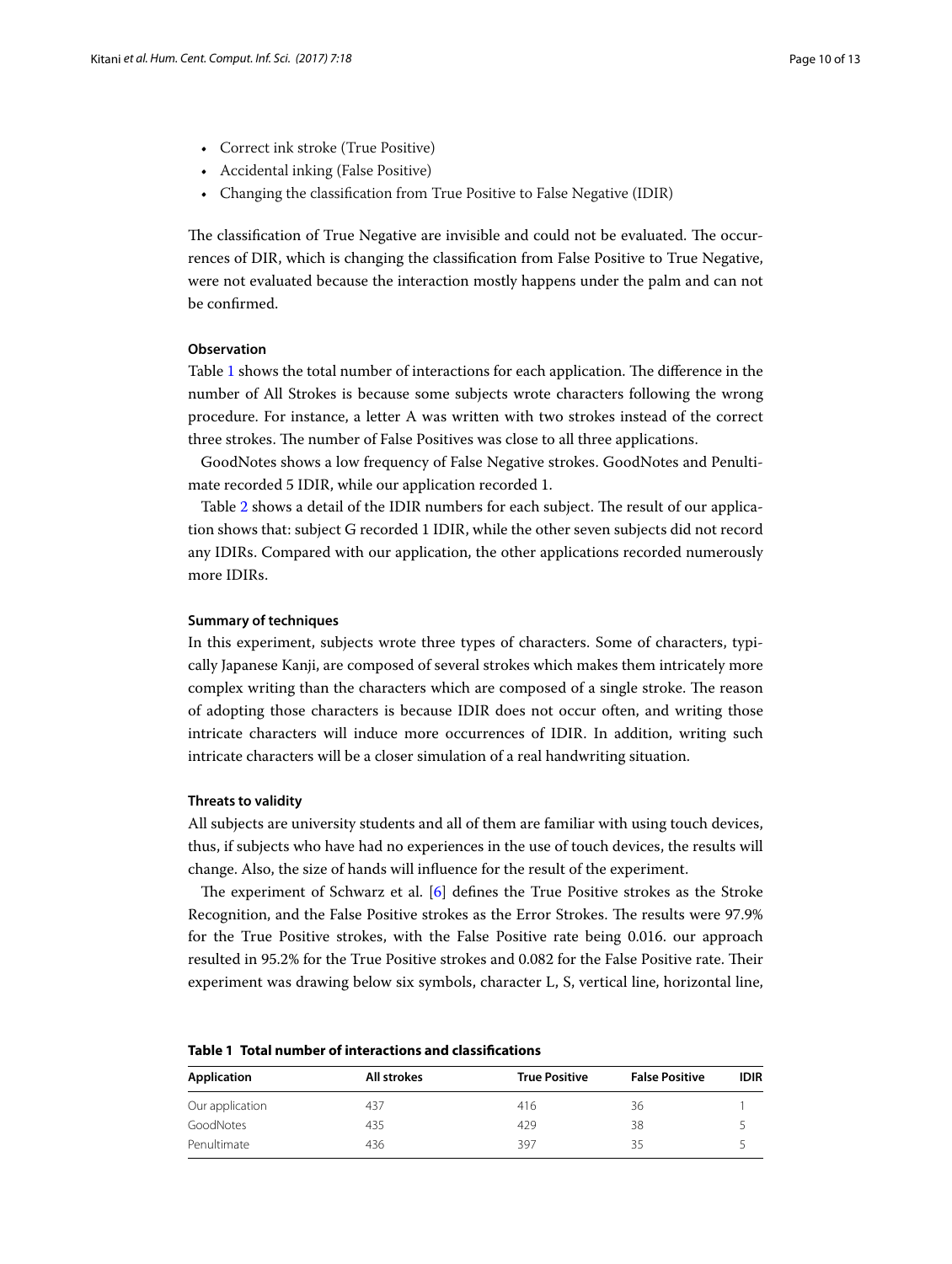- Correct ink stroke (True Positive)
- Accidental inking (False Positive)
- Changing the classification from True Positive to False Negative (IDIR)

The classification of True Negative are invisible and could not be evaluated. The occurrences of DIR, which is changing the classification from False Positive to True Negative, were not evaluated because the interaction mostly happens under the palm and can not be confirmed.

#### Observation

Table 1 shows the total number of interactions for each application. The difference in the number of All Strokes is because some subjects wrote characters following the wrong procedure. For instance, a letter A was written with two strokes instead of the correct three strokes. The number of False Positives was close to all three applications.

GoodNotes shows a low frequency of False Negative strokes. GoodNotes and Penultimate recorded 5 IDIR, while our application recorded 1.

Table 2 shows a detail of the IDIR numbers for each subject. The result of our application shows that: subject G recorded 1 IDIR, while the other seven subjects did not record any IDIRs. Compared with our application, the other applications recorded numerously more IDIRs.

#### Summary of techniques

In this experiment, subjects wrote three types of characters. Some of characters, typically Japanese Kanji, are composed of several strokes which makes them intricately more complex writing than the characters which are composed of a single stroke. The reason of adopting those characters is because IDIR does not occur often, and writing those intricate characters will induce more occurrences of IDIR. In addition, writing such intricate characters will be a closer simulation of a real handwriting situation.

#### Threats to validity

All subjects are university students and all of them are familiar with using touch devices, thus, if subjects who have had no experiences in the use of touch devices, the results will change. Also, the size of hands will influence for the result of the experiment.

The experiment of Schwarz et al. [6] defines the True Positive strokes as the Stroke Recognition, and the False Positive strokes as the Error Strokes. The results were 97.9% for the True Positive strokes, with the False Positive rate being 0.016. our approach resulted in 95.2% for the True Positive strokes and 0.082 for the False Positive rate. Their experiment was drawing below six symbols, character L, S, vertical line, horizontal line,

**Table 1 Total number of interactions and classifications**

| Application | All strokes | True Positive | False Positive | IDIR |
|---|---|---|---|---|
| Our application | 437 | 416 | 36 | 1 |
| GoodNotes | 435 | 429 | 38 | 5 |
| Penultimate | 436 | 397 | 35 | 5 |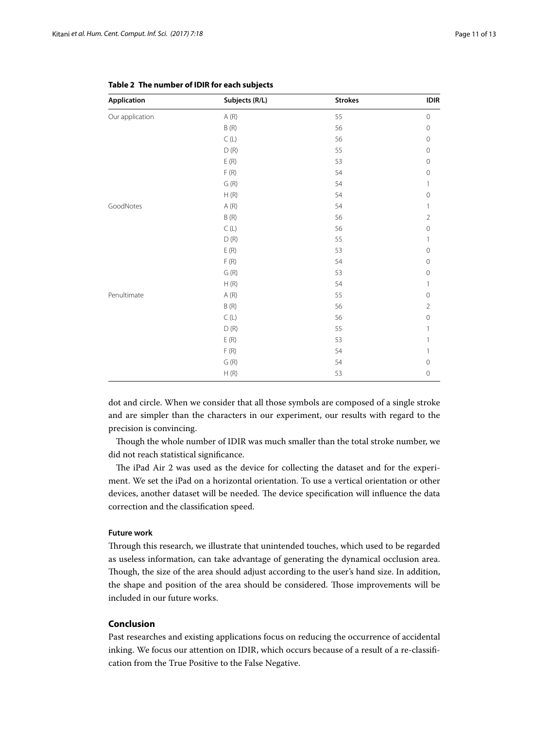**Table 2 The number of IDIR for each subjects**

| Application | Subjects (R/L) | Strokes | IDIR |
|---|---|---|---|
| Our application | A (R) | 55 | 0 |
| | B (R) | 56 | 0 |
| | C (L) | 56 | 0 |
| | D (R) | 55 | 0 |
| | E (R) | 53 | 0 |
| | F (R) | 54 | 0 |
| | G (R) | 54 | 1 |
| | H (R) | 54 | 0 |
| GoodNotes | A (R) | 54 | 1 |
| | B (R) | 56 | 2 |
| | C (L) | 56 | 0 |
| | D (R) | 55 | 1 |
| | E (R) | 53 | 0 |
| | F (R) | 54 | 0 |
| | G (R) | 53 | 0 |
| | H (R) | 54 | 1 |
| Penultimate | A (R) | 55 | 0 |
| | B (R) | 56 | 2 |
| | C (L) | 56 | 0 |
| | D (R) | 55 | 1 |
| | E (R) | 53 | 1 |
| | F (R) | 54 | 1 |
| | G (R) | 54 | 0 |
| | H (R) | 53 | 0 |

dot and circle. When we consider that all those symbols are composed of a single stroke and are simpler than the characters in our experiment, our results with regard to the precision is convincing.

Though the whole number of IDIR was much smaller than the total stroke number, we did not reach statistical significance.

The iPad Air 2 was used as the device for collecting the dataset and for the experiment. We set the iPad on a horizontal orientation. To use a vertical orientation or other devices, another dataset will be needed. The device specification will influence the data correction and the classification speed.

### Future work

Through this research, we illustrate that unintended touches, which used to be regarded as useless information, can take advantage of generating the dynamical occlusion area. Though, the size of the area should adjust according to the user's hand size. In addition, the shape and position of the area should be considered. Those improvements will be included in our future works.

## Conclusion

Past researches and existing applications focus on reducing the occurrence of accidental inking. We focus our attention on IDIR, which occurs because of a result of a re-classification from the True Positive to the False Negative.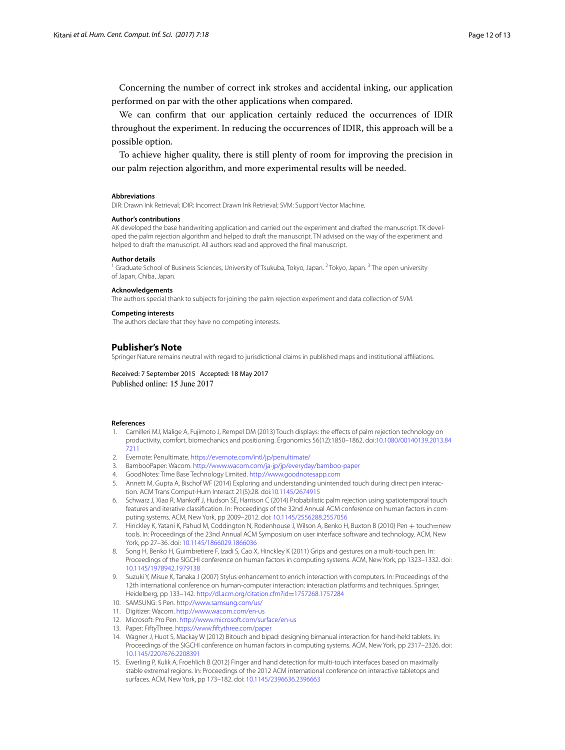Concerning the number of correct ink strokes and accidental inking, our application performed on par with the other applications when compared.

We can confirm that our application certainly reduced the occurrences of IDIR throughout the experiment. In reducing the occurrences of IDIR, this approach will be a possible option.

To achieve higher quality, there is still plenty of room for improving the precision in our palm rejection algorithm, and more experimental results will be needed.

#### Abbreviations

DIR: Drawn Ink Retrieval; IDIR: Incorrect Drawn Ink Retrieval; SVM: Support Vector Machine.

#### Author's contributions

AK developed the base handwriting application and carried out the experiment and drafted the manuscript. TK developed the palm rejection algorithm and helped to draft the manuscript. TN advised on the way of the experiment and helped to draft the manuscript. All authors read and approved the final manuscript.

#### Author details

[1] Graduate School of Business Sciences, University of Tsukuba, Tokyo, Japan. [2] Tokyo, Japan. [3] The open university of Japan, Chiba, Japan.

#### Acknowledgements

The authors special thank to subjects for joining the palm rejection experiment and data collection of SVM.

#### Competing interests

The authors declare that they have no competing interests.

### Publisher's Note

Springer Nature remains neutral with regard to jurisdictional claims in published maps and institutional affiliations.

Received: 7 September 2015 Accepted: 18 May 2017
Published online: 15 June 2017

#### References

1. Camilleri MJ, Malige A, Fujimoto J, Rempel DM (2013) Touch displays: the effects of palm rejection technology on productivity, comfort, biomechanics and positioning. Ergonomics 56(12):1850–1862. doi:10.1080/00140139.2013.847211
2. Evernote: Penultimate. https://evernote.com/intl/jp/penultimate/
3. BambooPaper: Wacom. http://www.wacom.com/ja-jp/jp/everyday/bamboo-paper
4. GoodNotes: Time Base Technology Limited. http://www.goodnotesapp.com
5. Annett M, Gupta A, Bischof WF (2014) Exploring and understanding unintended touch during direct pen interaction. ACM Trans Comput-Hum Interact 21(5):28. doi:10.1145/2674915
6. Schwarz J, Xiao R, Mankoff J, Hudson SE, Harrison C (2014) Probabilistic palm rejection using spatiotemporal touch features and iterative classification. In: Proceedings of the 32nd Annual ACM conference on human factors in computing systems. ACM, New York, pp 2009–2012. doi: 10.1145/2556288.2557056
7. Hinckley K, Yatani K, Pahud M, Coddington N, Rodenhouse J, Wilson A, Benko H, Buxton B (2010) Pen + touch=new tools. In: Proceedings of the 23nd Annual ACM Symposium on user interface software and technology. ACM, New York, pp 27–36. doi: 10.1145/1866029.1866036
8. Song H, Benko H, Guimbretiere F, Izadi S, Cao X, Hinckley K (2011) Grips and gestures on a multi-touch pen. In: Proceedings of the SIGCHI conference on human factors in computing systems. ACM, New York, pp 1323–1332. doi: 10.1145/1978942.1979138
9. Suzuki Y, Misue K, Tanaka J (2007) Stylus enhancement to enrich interaction with computers. In: Proceedings of the 12th international conference on human-computer interaction: interaction platforms and techniques. Springer, Heidelberg, pp 133–142. http://dl.acm.org/citation.cfm?id=1757268.1757284
10. SAMSUNG: S Pen. http://www.samsung.com/us/
11. Digitizer: Wacom. http://www.wacom.com/en-us
12. Microsoft: Pro Pen. http://www.microsoft.com/surface/en-us
13. Paper: FiftyThree. https://www.fiftythree.com/paper
14. Wagner J, Huot S, Mackay W (2012) Bitouch and bipad: designing bimanual interaction for hand-held tablets. In: Proceedings of the SIGCHI conference on human factors in computing systems. ACM, New York, pp 2317–2326. doi: 10.1145/2207676.2208391
15. Ewerling P, Kulik A, Froehlich B (2012) Finger and hand detection for multi-touch interfaces based on maximally stable extremal regions. In: Proceedings of the 2012 ACM international conference on interactive tabletops and surfaces. ACM, New York, pp 173–182. doi: 10.1145/2396636.2396663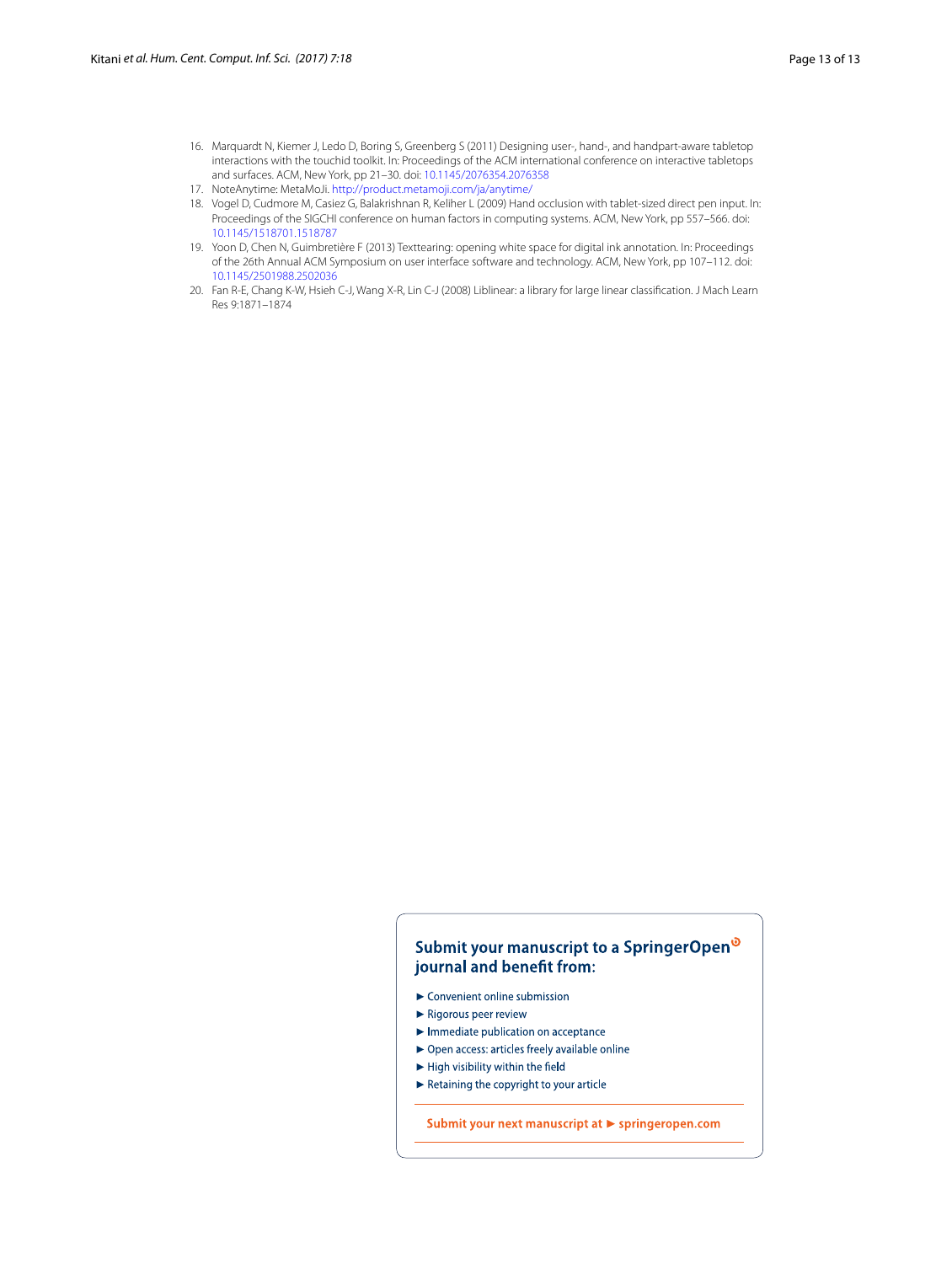16. Marquardt N, Kiemer J, Ledo D, Boring S, Greenberg S (2011) Designing user-, hand-, and handpart-aware tabletop interactions with the touchid toolkit. In: Proceedings of the ACM international conference on interactive tabletops and surfaces. ACM, New York, pp 21–30. doi: 10.1145/2076354.2076358
17. NoteAnytime: MetaMoJi. http://product.metamoji.com/ja/anytime/
18. Vogel D, Cudmore M, Casiez G, Balakrishnan R, Keliher L (2009) Hand occlusion with tablet-sized direct pen input. In: Proceedings of the SIGCHI conference on human factors in computing systems. ACM, New York, pp 557–566. doi: 10.1145/1518701.1518787
19. Yoon D, Chen N, Guimbretière F (2013) Texttearing: opening white space for digital ink annotation. In: Proceedings of the 26th Annual ACM Symposium on user interface software and technology. ACM, New York, pp 107–112. doi: 10.1145/2501988.2502036
20. Fan R-E, Chang K-W, Hsieh C-J, Wang X-R, Lin C-J (2008) Liblinear: a library for large linear classification. J Mach Learn Res 9:1871–1874

**Submit your manuscript to a SpringerOpen journal and benefit from:**

- ► Convenient online submission
- ► Rigorous peer review
- ► Immediate publication on acceptance
- ► Open access: articles freely available online
- ► High visibility within the field
- ► Retaining the copyright to your article

**Submit your next manuscript at ► springeropen.com**